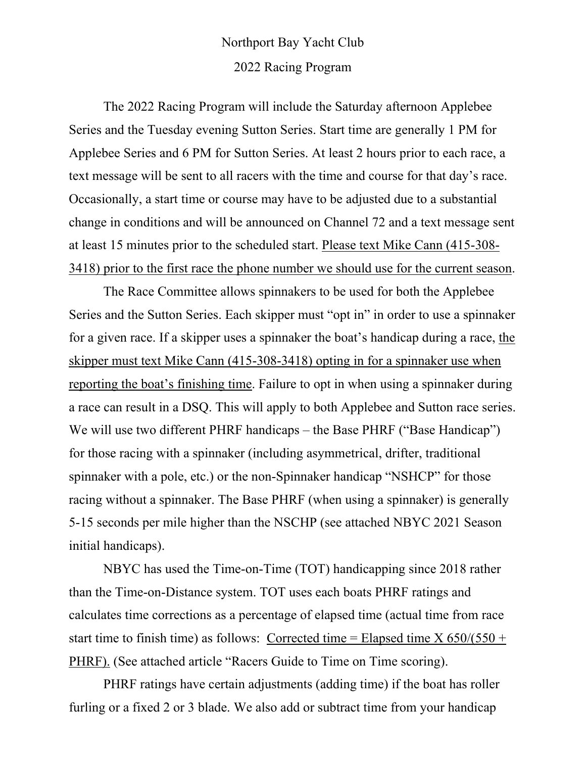# Northport Bay Yacht Club

## 2022 Racing Program

The 2022 Racing Program will include the Saturday afternoon Applebee Series and the Tuesday evening Sutton Series. Start time are generally 1 PM for Applebee Series and 6 PM for Sutton Series. At least 2 hours prior to each race, a text message will be sent to all racers with the time and course for that day's race. Occasionally, a start time or course may have to be adjusted due to a substantial change in conditions and will be announced on Channel 72 and a text message sent at least 15 minutes prior to the scheduled start. <u>Please text Mike Cann (415-308-3418) prior to the first race the phone number we should use for the current season</u>.

The Race Committee allows spinnakers to be used for both the Applebee Series and the Sutton Series. Each skipper must "opt in" in order to use a spinnaker for a given race. If a skipper uses a spinnaker the boat's handicap during a race, <u>the skipper must text Mike Cann (415-308-3418) opting in for a spinnaker use when reporting the boat's finishing time</u>. Failure to opt in when using a spinnaker during a race can result in a DSQ. This will apply to both Applebee and Sutton race series. We will use two different PHRF handicaps – the Base PHRF ("Base Handicap") for those racing with a spinnaker (including asymmetrical, drifter, traditional spinnaker with a pole, etc.) or the non-Spinnaker handicap "NSHCP" for those racing without a spinnaker. The Base PHRF (when using a spinnaker) is generally 5-15 seconds per mile higher than the NSCHP (see attached NBYC 2021 Season initial handicaps).

NBYC has used the Time-on-Time (TOT) handicapping since 2018 rather than the Time-on-Distance system. TOT uses each boats PHRF ratings and calculates time corrections as a percentage of elapsed time (actual time from race start time to finish time) as follows: <u>Corrected time = Elapsed time X 650/(550 + PHRF).</u> (See attached article "Racers Guide to Time on Time scoring).

PHRF ratings have certain adjustments (adding time) if the boat has roller furling or a fixed 2 or 3 blade. We also add or subtract time from your handicap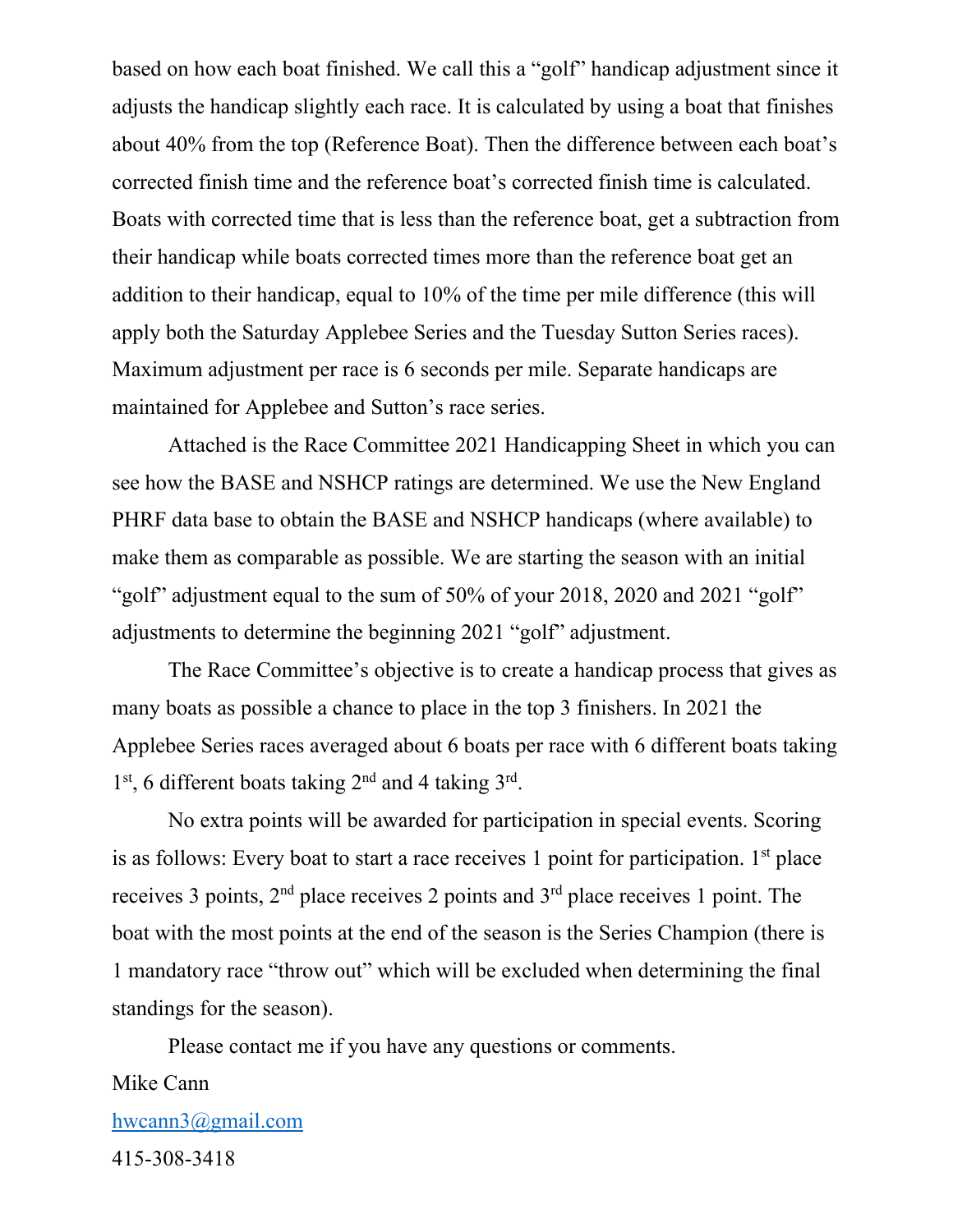based on how each boat finished. We call this a "golf" handicap adjustment since it adjusts the handicap slightly each race. It is calculated by using a boat that finishes about 40% from the top (Reference Boat). Then the difference between each boat's corrected finish time and the reference boat's corrected finish time is calculated. Boats with corrected time that is less than the reference boat, get a subtraction from their handicap while boats corrected times more than the reference boat get an addition to their handicap, equal to 10% of the time per mile difference (this will apply both the Saturday Applebee Series and the Tuesday Sutton Series races). Maximum adjustment per race is 6 seconds per mile. Separate handicaps are maintained for Applebee and Sutton's race series.

Attached is the Race Committee 2021 Handicapping Sheet in which you can see how the BASE and NSHCP ratings are determined. We use the New England PHRF data base to obtain the BASE and NSHCP handicaps (where available) to make them as comparable as possible. We are starting the season with an initial "golf" adjustment equal to the sum of 50% of your 2018, 2020 and 2021 "golf" adjustments to determine the beginning 2021 "golf" adjustment.

The Race Committee's objective is to create a handicap process that gives as many boats as possible a chance to place in the top 3 finishers. In 2021 the Applebee Series races averaged about 6 boats per race with 6 different boats taking 1st, 6 different boats taking 2nd and 4 taking 3rd.

No extra points will be awarded for participation in special events. Scoring is as follows: Every boat to start a race receives 1 point for participation. 1st place receives 3 points, 2nd place receives 2 points and 3rd place receives 1 point. The boat with the most points at the end of the season is the Series Champion (there is 1 mandatory race "throw out" which will be excluded when determining the final standings for the season).

Please contact me if you have any questions or comments.

Mike Cann

hwcann3@gmail.com

415-308-3418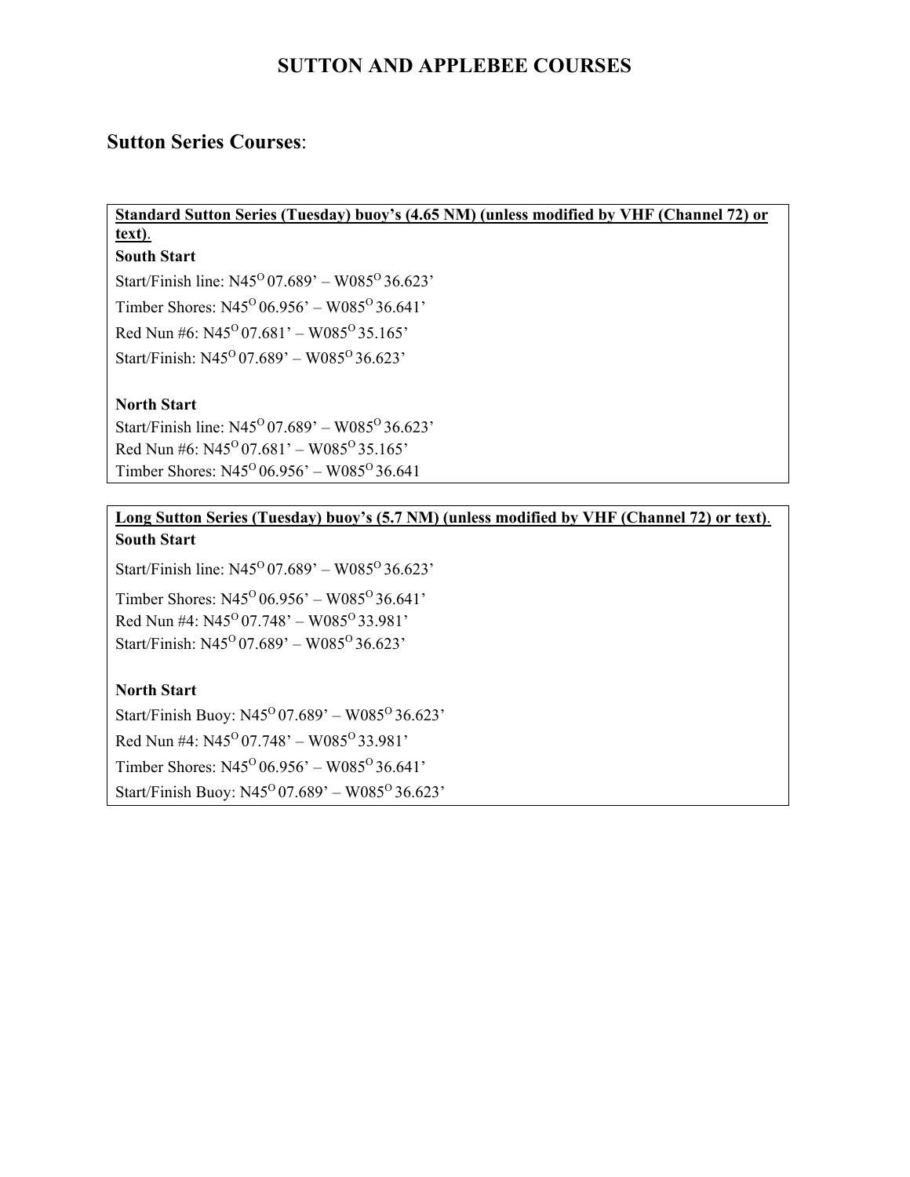# SUTTON AND APPLEBEE COURSES

## Sutton Series Courses:

**Standard Sutton Series (Tuesday) buoy's (4.65 NM) (unless modified by VHF (Channel 72) or text)**.

**South Start**

Start/Finish line: N45$^{O}$ 07.689' – W085$^{O}$ 36.623'

Timber Shores: N45$^{O}$ 06.956' – W085$^{O}$ 36.641'

Red Nun #6: N45$^{O}$ 07.681' – W085$^{O}$ 35.165'

Start/Finish: N45$^{O}$ 07.689' – W085$^{O}$ 36.623'

**North Start**

Start/Finish line: N45$^{O}$ 07.689' – W085$^{O}$ 36.623'

Red Nun #6: N45$^{O}$ 07.681' – W085$^{O}$ 35.165'

Timber Shores: N45$^{O}$ 06.956' – W085$^{O}$ 36.641

**Long Sutton Series (Tuesday) buoy's (5.7 NM) (unless modified by VHF (Channel 72) or text)**.

**South Start**

Start/Finish line: N45$^{O}$ 07.689' – W085$^{O}$ 36.623'

Timber Shores: N45$^{O}$ 06.956' – W085$^{O}$ 36.641'

Red Nun #4: N45$^{O}$ 07.748' – W085$^{O}$ 33.981'

Start/Finish: N45$^{O}$ 07.689' – W085$^{O}$ 36.623'

**North Start**

Start/Finish Buoy: N45$^{O}$ 07.689' – W085$^{O}$ 36.623'

Red Nun #4: N45$^{O}$ 07.748' – W085$^{O}$ 33.981'

Timber Shores: N45$^{O}$ 06.956' – W085$^{O}$ 36.641'

Start/Finish Buoy: N45$^{O}$ 07.689' – W085$^{O}$ 36.623'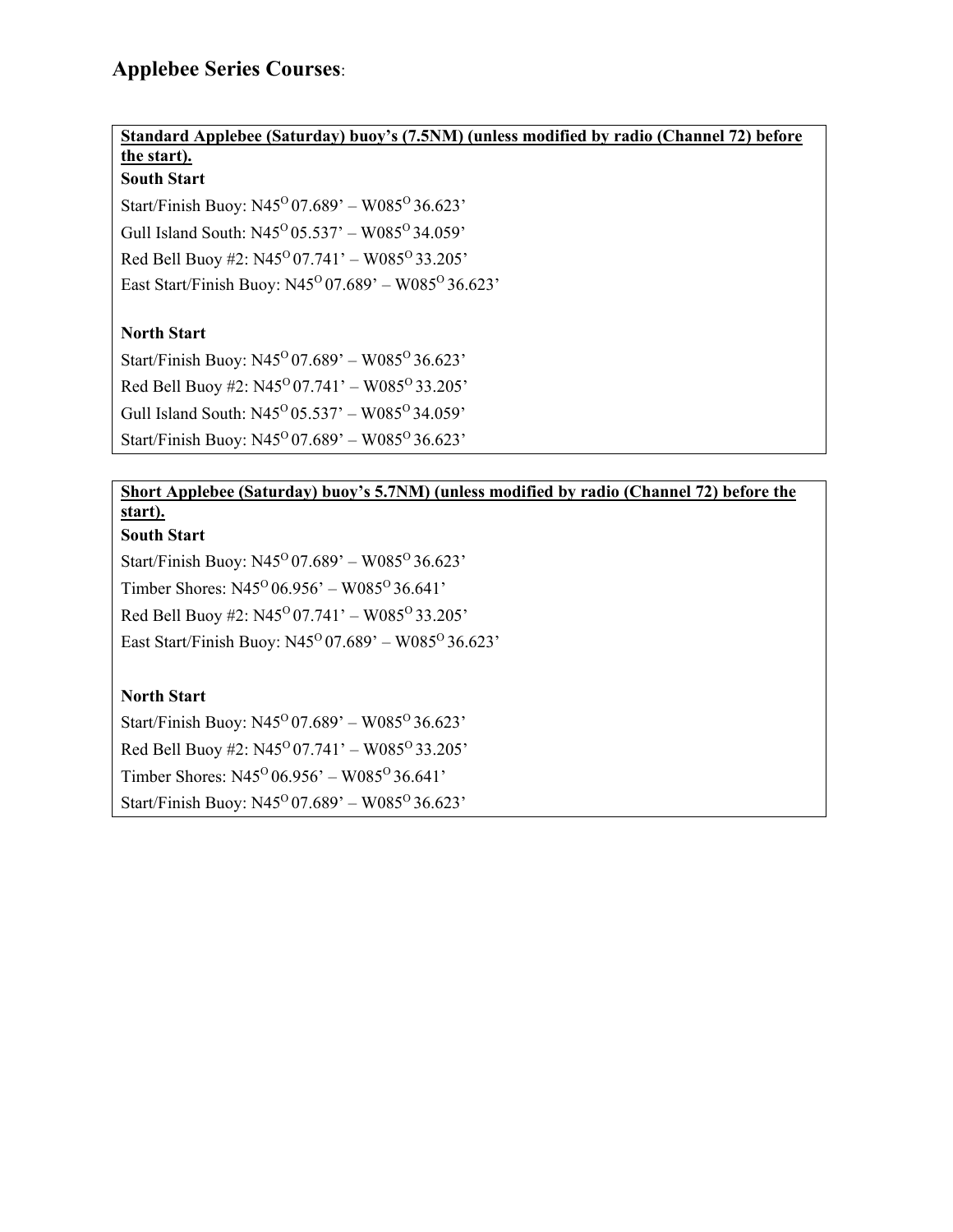## Applebee Series Courses:

**Standard Applebee (Saturday) buoy's (7.5NM) (unless modified by radio (Channel 72) before the start).**

**South Start**

Start/Finish Buoy: N45$^{O}$ 07.689' – W085$^{O}$ 36.623'

Gull Island South: N45$^{O}$ 05.537' – W085$^{O}$ 34.059'

Red Bell Buoy #2: N45$^{O}$ 07.741' – W085$^{O}$ 33.205'

East Start/Finish Buoy: N45$^{O}$ 07.689' – W085$^{O}$ 36.623'

**North Start**

Start/Finish Buoy: N45$^{O}$ 07.689' – W085$^{O}$ 36.623'

Red Bell Buoy #2: N45$^{O}$ 07.741' – W085$^{O}$ 33.205'

Gull Island South: N45$^{O}$ 05.537' – W085$^{O}$ 34.059'

Start/Finish Buoy: N45$^{O}$ 07.689' – W085$^{O}$ 36.623'

**Short Applebee (Saturday) buoy's 5.7NM) (unless modified by radio (Channel 72) before the start).**

**South Start**

Start/Finish Buoy: N45$^{O}$ 07.689' – W085$^{O}$ 36.623'

Timber Shores: N45$^{O}$ 06.956' – W085$^{O}$ 36.641'

Red Bell Buoy #2: N45$^{O}$ 07.741' – W085$^{O}$ 33.205'

East Start/Finish Buoy: N45$^{O}$ 07.689' – W085$^{O}$ 36.623'

**North Start**

Start/Finish Buoy: N45$^{O}$ 07.689' – W085$^{O}$ 36.623'

Red Bell Buoy #2: N45$^{O}$ 07.741' – W085$^{O}$ 33.205'

Timber Shores: N45$^{O}$ 06.956' – W085$^{O}$ 36.641'

Start/Finish Buoy: N45$^{O}$ 07.689' – W085$^{O}$ 36.623'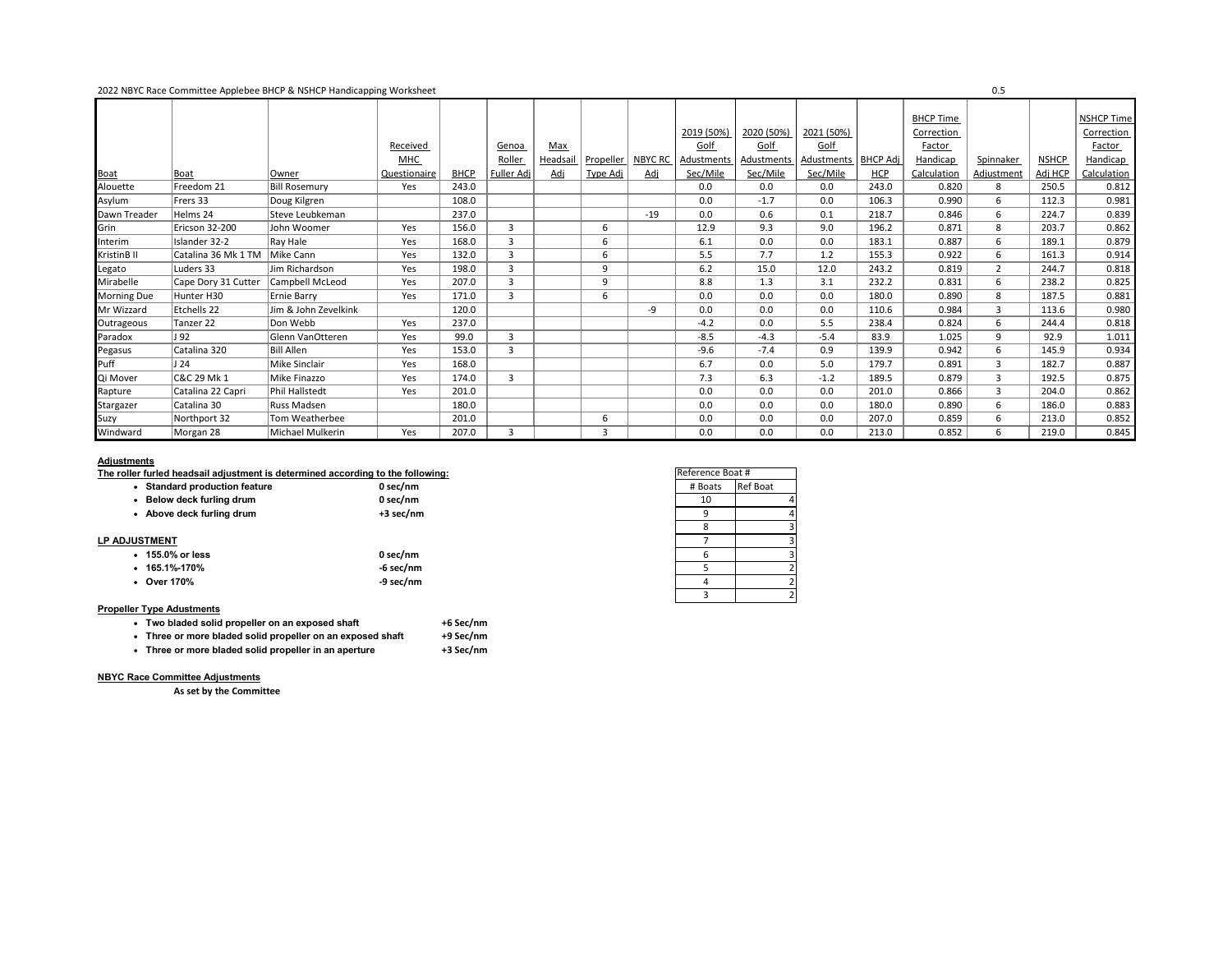2022 NBYC Race Committee Applebee BHCP & NSHCP Handicapping Worksheet

0.5

| Boat | Boat | Owner | Received MHC Questionaire | BHCP | Genoa Roller Fuller Adj | Max Headsail Adj | Propeller Type Adj | NBYC RC Adj | 2019 (50%) Golf Adustments Sec/Mile | 2020 (50%) Golf Adustments Sec/Mile | 2021 (50%) Golf Adustments Sec/Mile | BHCP Adj HCP | BHCP Time Correction Factor Handicap Calculation | Spinnaker Adjustment | NSHCP Adj HCP | NSHCP Time Correction Factor Handicap Calculation |
|---|---|---|---|---|---|---|---|---|---|---|---|---|---|---|---|---|
| Alouette | Freedom 21 | Bill Rosemury | Yes | 243.0 | | | | | 0.0 | 0.0 | 0.0 | 243.0 | 0.820 | 8 | 250.5 | 0.812 |
| Asylum | Frers 33 | Doug Kilgren | | 108.0 | | | | | 0.0 | -1.7 | 0.0 | 106.3 | 0.990 | 6 | 112.3 | 0.981 |
| Dawn Treader | Helms 24 | Steve Leubkeman | | 237.0 | | | | -19 | 0.0 | 0.6 | 0.1 | 218.7 | 0.846 | 6 | 224.7 | 0.839 |
| Grin | Ericson 32-200 | John Woomer | Yes | 156.0 | 3 | | 6 | | 12.9 | 9.3 | 9.0 | 196.2 | 0.871 | 8 | 203.7 | 0.862 |
| Interim | Islander 32-2 | Ray Hale | Yes | 168.0 | 3 | | 6 | | 6.1 | 0.0 | 0.0 | 183.1 | 0.887 | 6 | 189.1 | 0.879 |
| KristinB II | Catalina 36 Mk 1 TM | Mike Cann | Yes | 132.0 | 3 | | 6 | | 5.5 | 7.7 | 1.2 | 155.3 | 0.922 | 6 | 161.3 | 0.914 |
| Legato | Luders 33 | Jim Richardson | Yes | 198.0 | 3 | | 9 | | 6.2 | 15.0 | 12.0 | 243.2 | 0.819 | 2 | 244.7 | 0.818 |
| Mirabelle | Cape Dory 31 Cutter | Campbell McLeod | Yes | 207.0 | 3 | | 9 | | 8.8 | 1.3 | 3.1 | 232.2 | 0.831 | 6 | 238.2 | 0.825 |
| Morning Due | Hunter H30 | Ernie Barry | Yes | 171.0 | 3 | | 6 | | 0.0 | 0.0 | 0.0 | 180.0 | 0.890 | 8 | 187.5 | 0.881 |
| Mr Wizzard | Etchells 22 | Jim & John Zevelkink | | 120.0 | | | | -9 | 0.0 | 0.0 | 0.0 | 110.6 | 0.984 | 3 | 113.6 | 0.980 |
| Outrageous | Tanzer 22 | Don Webb | Yes | 237.0 | | | | | -4.2 | 0.0 | 5.5 | 238.4 | 0.824 | 6 | 244.4 | 0.818 |
| Paradox | J 92 | Glenn VanOtteren | Yes | 99.0 | 3 | | | | -8.5 | -4.3 | -5.4 | 83.9 | 1.025 | 9 | 92.9 | 1.011 |
| Pegasus | Catalina 320 | Bill Allen | Yes | 153.0 | 3 | | | | -9.6 | -7.4 | 0.9 | 139.9 | 0.942 | 6 | 145.9 | 0.934 |
| Puff | J 24 | Mike Sinclair | Yes | 168.0 | | | | | 6.7 | 0.0 | 5.0 | 179.7 | 0.891 | 3 | 182.7 | 0.887 |
| Qi Mover | C&C 29 Mk 1 | Mike Finazzo | Yes | 174.0 | 3 | | | | 7.3 | 6.3 | -1.2 | 189.5 | 0.879 | 3 | 192.5 | 0.875 |
| Rapture | Catalina 22 Capri | Phil Hallstedt | Yes | 201.0 | | | | | 0.0 | 0.0 | 0.0 | 201.0 | 0.866 | 3 | 204.0 | 0.862 |
| Stargazer | Catalina 30 | Russ Madsen | | 180.0 | | | | | 0.0 | 0.0 | 0.0 | 180.0 | 0.890 | 6 | 186.0 | 0.883 |
| Suzy | Northport 32 | Tom Weatherbee | | 201.0 | | | 6 | | 0.0 | 0.0 | 0.0 | 207.0 | 0.859 | 6 | 213.0 | 0.852 |
| Windward | Morgan 28 | Michael Mulkerin | Yes | 207.0 | 3 | | 3 | | 0.0 | 0.0 | 0.0 | 213.0 | 0.852 | 6 | 219.0 | 0.845 |

**Adjustments**

**The roller furled headsail adjustment is determined according to the following:**

- **Standard production feature** — **0 sec/nm**
- **Below deck furling drum** — **0 sec/nm**
- **Above deck furling drum** — **+3 sec/nm**

**LP ADJUSTMENT**

- **155.0% or less** — **0 sec/nm**
- **165.1%-170%** — **-6 sec/nm**
- **Over 170%** — **-9 sec/nm**

**Propeller Type Adustments**

- **Two bladed solid propeller on an exposed shaft** — **+6 Sec/nm**
- **Three or more bladed solid propeller on an exposed shaft** — **+9 Sec/nm**
- **Three or more bladed solid propeller in an aperture** — **+3 Sec/nm**

**NBYC Race Committee Adjustments**

**As set by the Committee**

| Reference Boat # | |
|---|---|
| # Boats | Ref Boat |
| 10 | 4 |
| 9 | 4 |
| 8 | 3 |
| 7 | 3 |
| 6 | 3 |
| 5 | 2 |
| 4 | 2 |
| 3 | 2 |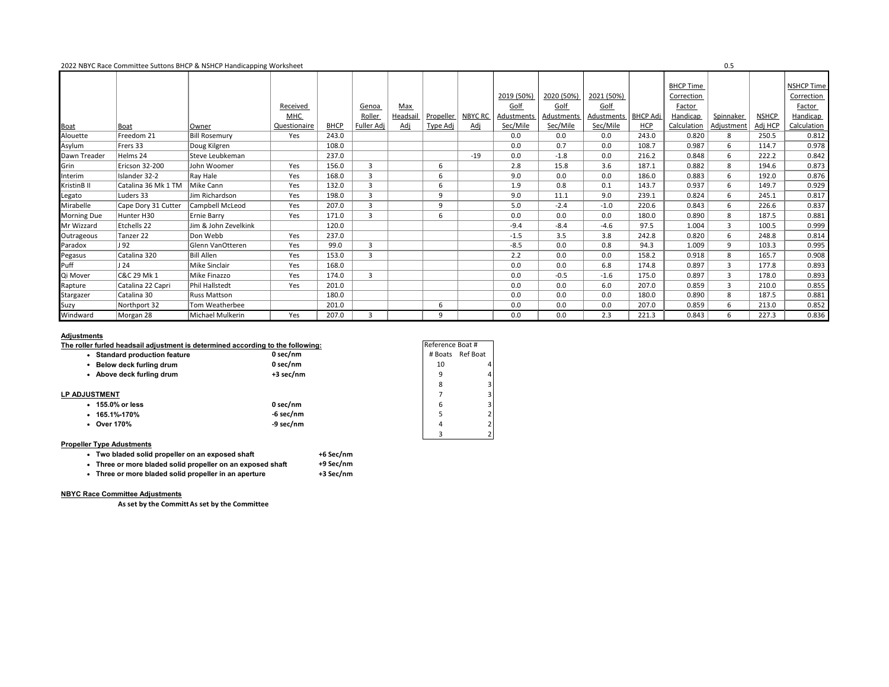2022 NBYC Race Committee Suttons BHCP & NSHCP Handicapping Worksheet 0.5

| Boat | Boat | Owner | Received MHC Questionaire | BHCP | Genoa Roller Fuller Adj | Max Headsail Adj | Propeller Type Adj | NBYC RC Adj | 2019 (50%) Golf Adustments Sec/Mile | 2020 (50%) Golf Adustments Sec/Mile | 2021 (50%) Golf Adustments Sec/Mile | BHCP Adj HCP | BHCP Time Correction Factor Handicap Calculation | Spinnaker Adjustment | NSHCP Adj HCP | NSHCP Time Correction Factor Handicap Calculation |
|---|---|---|---|---|---|---|---|---|---|---|---|---|---|---|---|---|
| Alouette | Freedom 21 | Bill Rosemury | Yes | 243.0 | | | | | 0.0 | 0.0 | 0.0 | 243.0 | 0.820 | 8 | 250.5 | 0.812 |
| Asylum | Frers 33 | Doug Kilgren | | 108.0 | | | | | 0.0 | 0.7 | 0.0 | 108.7 | 0.987 | 6 | 114.7 | 0.978 |
| Dawn Treader | Helms 24 | Steve Leubkeman | | 237.0 | | | | -19 | 0.0 | -1.8 | 0.0 | 216.2 | 0.848 | 6 | 222.2 | 0.842 |
| Grin | Ericson 32-200 | John Woomer | Yes | 156.0 | 3 | | 6 | | 2.8 | 15.8 | 3.6 | 187.1 | 0.882 | 8 | 194.6 | 0.873 |
| Interim | Islander 32-2 | Ray Hale | Yes | 168.0 | 3 | | 6 | | 9.0 | 0.0 | 0.0 | 186.0 | 0.883 | 6 | 192.0 | 0.876 |
| KristinB II | Catalina 36 Mk 1 TM | Mike Cann | Yes | 132.0 | 3 | | 6 | | 1.9 | 0.8 | 0.1 | 143.7 | 0.937 | 6 | 149.7 | 0.929 |
| Legato | Luders 33 | Jim Richardson | Yes | 198.0 | 3 | | 9 | | 9.0 | 11.1 | 9.0 | 239.1 | 0.824 | 6 | 245.1 | 0.817 |
| Mirabelle | Cape Dory 31 Cutter | Campbell McLeod | Yes | 207.0 | 3 | | 9 | | 5.0 | -2.4 | -1.0 | 220.6 | 0.843 | 6 | 226.6 | 0.837 |
| Morning Due | Hunter H30 | Ernie Barry | Yes | 171.0 | 3 | | 6 | | 0.0 | 0.0 | 0.0 | 180.0 | 0.890 | 8 | 187.5 | 0.881 |
| Mr Wizzard | Etchells 22 | Jim & John Zevelkink | | 120.0 | | | | | -9.4 | -8.4 | -4.6 | 97.5 | 1.004 | 3 | 100.5 | 0.999 |
| Outrageous | Tanzer 22 | Don Webb | Yes | 237.0 | | | | | -1.5 | 3.5 | 3.8 | 242.8 | 0.820 | 6 | 248.8 | 0.814 |
| Paradox | J 92 | Glenn VanOtteren | Yes | 99.0 | 3 | | | | -8.5 | 0.0 | 0.8 | 94.3 | 1.009 | 9 | 103.3 | 0.995 |
| Pegasus | Catalina 320 | Bill Allen | Yes | 153.0 | 3 | | | | 2.2 | 0.0 | 0.0 | 158.2 | 0.918 | 8 | 165.7 | 0.908 |
| Puff | J 24 | Mike Sinclair | Yes | 168.0 | | | | | 0.0 | 0.0 | 6.8 | 174.8 | 0.897 | 3 | 177.8 | 0.893 |
| Qi Mover | C&C 29 Mk 1 | Mike Finazzo | Yes | 174.0 | 3 | | | | 0.0 | -0.5 | -1.6 | 175.0 | 0.897 | 3 | 178.0 | 0.893 |
| Rapture | Catalina 22 Capri | Phil Hallstedt | Yes | 201.0 | | | | | 0.0 | 0.0 | 6.0 | 207.0 | 0.859 | 3 | 210.0 | 0.855 |
| Stargazer | Catalina 30 | Russ Mattson | | 180.0 | | | | | 0.0 | 0.0 | 0.0 | 180.0 | 0.890 | 8 | 187.5 | 0.881 |
| Suzy | Northport 32 | Tom Weatherbee | | 201.0 | | | 6 | | 0.0 | 0.0 | 0.0 | 207.0 | 0.859 | 6 | 213.0 | 0.852 |
| Windward | Morgan 28 | Michael Mulkerin | Yes | 207.0 | 3 | | 9 | | 0.0 | 0.0 | 2.3 | 221.3 | 0.843 | 6 | 227.3 | 0.836 |

**Adjustments**

**The roller furled headsail adjustment is determined according to the following:**

- **Standard production feature** — **0 sec/nm**
- **Below deck furling drum** — **0 sec/nm**
- **Above deck furling drum** — **+3 sec/nm**

**LP ADJUSTMENT**

- **155.0% or less** — **0 sec/nm**
- **165.1%-170%** — **-6 sec/nm**
- **Over 170%** — **-9 sec/nm**

**Propeller Type Adustments**

- **Two bladed solid propeller on an exposed shaft** — **+6 Sec/nm**
- **Three or more bladed solid propeller on an exposed shaft** — **+9 Sec/nm**
- **Three or more bladed solid propeller in an aperture** — **+3 Sec/nm**

**NBYC Race Committee Adjustments**

**As set by the Committ As set by the Committee**

| Reference Boat # | |
|---|---|
| # Boats | Ref Boat |
| 10 | 4 |
| 9 | 4 |
| 8 | 3 |
| 7 | 3 |
| 6 | 3 |
| 5 | 2 |
| 4 | 2 |
| 3 | 2 |